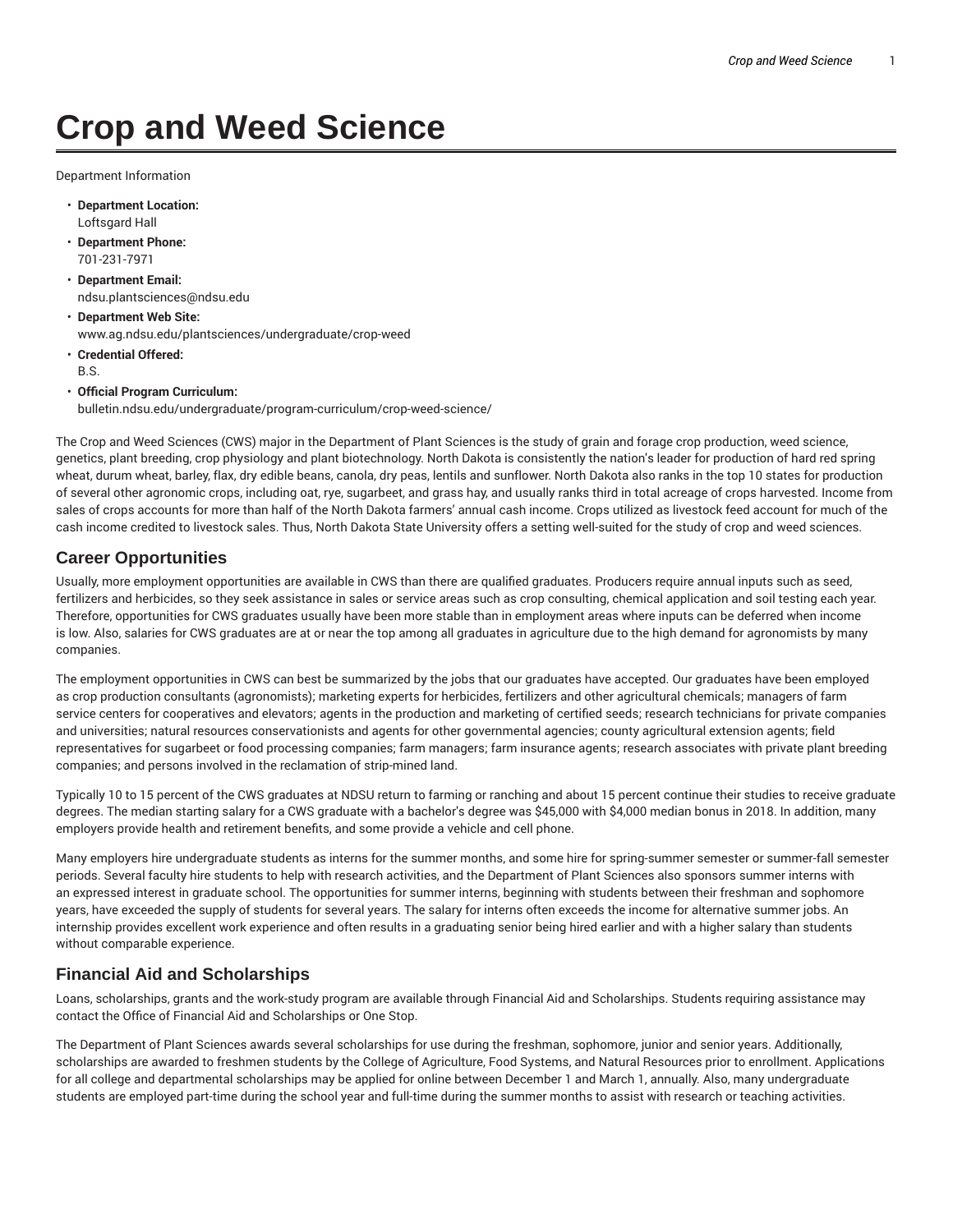# Crop and Weed Science

Department Information

- **Department Location:**
  Loftsgard Hall
- **Department Phone:**
  701-231-7971
- **Department Email:**
  ndsu.plantsciences@ndsu.edu
- **Department Web Site:**
  www.ag.ndsu.edu/plantsciences/undergraduate/crop-weed
- **Credential Offered:**
  B.S.
- **Official Program Curriculum:**
  bulletin.ndsu.edu/undergraduate/program-curriculum/crop-weed-science/

The Crop and Weed Sciences (CWS) major in the Department of Plant Sciences is the study of grain and forage crop production, weed science, genetics, plant breeding, crop physiology and plant biotechnology. North Dakota is consistently the nation's leader for production of hard red spring wheat, durum wheat, barley, flax, dry edible beans, canola, dry peas, lentils and sunflower. North Dakota also ranks in the top 10 states for production of several other agronomic crops, including oat, rye, sugarbeet, and grass hay, and usually ranks third in total acreage of crops harvested. Income from sales of crops accounts for more than half of the North Dakota farmers' annual cash income. Crops utilized as livestock feed account for much of the cash income credited to livestock sales. Thus, North Dakota State University offers a setting well-suited for the study of crop and weed sciences.

## Career Opportunities

Usually, more employment opportunities are available in CWS than there are qualified graduates. Producers require annual inputs such as seed, fertilizers and herbicides, so they seek assistance in sales or service areas such as crop consulting, chemical application and soil testing each year. Therefore, opportunities for CWS graduates usually have been more stable than in employment areas where inputs can be deferred when income is low. Also, salaries for CWS graduates are at or near the top among all graduates in agriculture due to the high demand for agronomists by many companies.

The employment opportunities in CWS can best be summarized by the jobs that our graduates have accepted. Our graduates have been employed as crop production consultants (agronomists); marketing experts for herbicides, fertilizers and other agricultural chemicals; managers of farm service centers for cooperatives and elevators; agents in the production and marketing of certified seeds; research technicians for private companies and universities; natural resources conservationists and agents for other governmental agencies; county agricultural extension agents; field representatives for sugarbeet or food processing companies; farm managers; farm insurance agents; research associates with private plant breeding companies; and persons involved in the reclamation of strip-mined land.

Typically 10 to 15 percent of the CWS graduates at NDSU return to farming or ranching and about 15 percent continue their studies to receive graduate degrees. The median starting salary for a CWS graduate with a bachelor's degree was $45,000 with $4,000 median bonus in 2018. In addition, many employers provide health and retirement benefits, and some provide a vehicle and cell phone.

Many employers hire undergraduate students as interns for the summer months, and some hire for spring-summer semester or summer-fall semester periods. Several faculty hire students to help with research activities, and the Department of Plant Sciences also sponsors summer interns with an expressed interest in graduate school. The opportunities for summer interns, beginning with students between their freshman and sophomore years, have exceeded the supply of students for several years. The salary for interns often exceeds the income for alternative summer jobs. An internship provides excellent work experience and often results in a graduating senior being hired earlier and with a higher salary than students without comparable experience.

## Financial Aid and Scholarships

Loans, scholarships, grants and the work-study program are available through Financial Aid and Scholarships. Students requiring assistance may contact the Office of Financial Aid and Scholarships or One Stop.

The Department of Plant Sciences awards several scholarships for use during the freshman, sophomore, junior and senior years. Additionally, scholarships are awarded to freshmen students by the College of Agriculture, Food Systems, and Natural Resources prior to enrollment. Applications for all college and departmental scholarships may be applied for online between December 1 and March 1, annually. Also, many undergraduate students are employed part-time during the school year and full-time during the summer months to assist with research or teaching activities.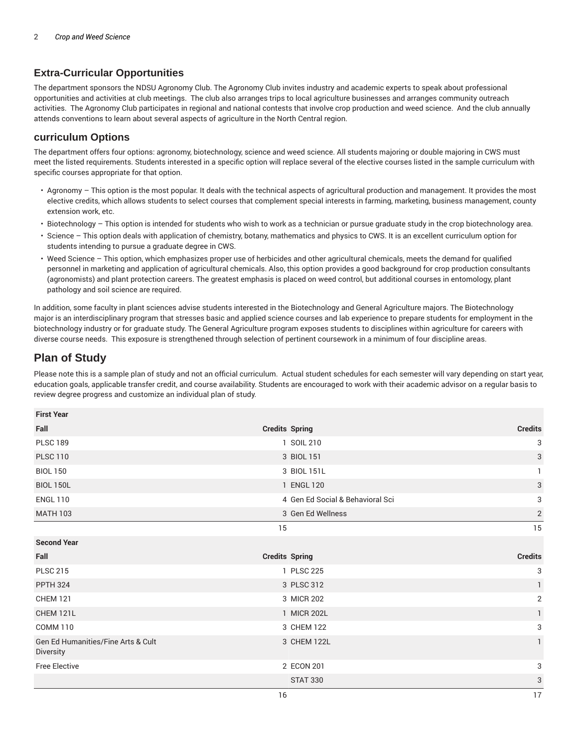## Extra-Curricular Opportunities

The department sponsors the NDSU Agronomy Club. The Agronomy Club invites industry and academic experts to speak about professional opportunities and activities at club meetings. The club also arranges trips to local agriculture businesses and arranges community outreach activities. The Agronomy Club participates in regional and national contests that involve crop production and weed science. And the club annually attends conventions to learn about several aspects of agriculture in the North Central region.

## curriculum Options

The department offers four options: agronomy, biotechnology, science and weed science. All students majoring or double majoring in CWS must meet the listed requirements. Students interested in a specific option will replace several of the elective courses listed in the sample curriculum with specific courses appropriate for that option.

- Agronomy – This option is the most popular. It deals with the technical aspects of agricultural production and management. It provides the most elective credits, which allows students to select courses that complement special interests in farming, marketing, business management, county extension work, etc.
- Biotechnology – This option is intended for students who wish to work as a technician or pursue graduate study in the crop biotechnology area.
- Science – This option deals with application of chemistry, botany, mathematics and physics to CWS. It is an excellent curriculum option for students intending to pursue a graduate degree in CWS.
- Weed Science – This option, which emphasizes proper use of herbicides and other agricultural chemicals, meets the demand for qualified personnel in marketing and application of agricultural chemicals. Also, this option provides a good background for crop production consultants (agronomists) and plant protection careers. The greatest emphasis is placed on weed control, but additional courses in entomology, plant pathology and soil science are required.

In addition, some faculty in plant sciences advise students interested in the Biotechnology and General Agriculture majors. The Biotechnology major is an interdisciplinary program that stresses basic and applied science courses and lab experience to prepare students for employment in the biotechnology industry or for graduate study. The General Agriculture program exposes students to disciplines within agriculture for careers with diverse course needs. This exposure is strengthened through selection of pertinent coursework in a minimum of four discipline areas.

# Plan of Study

Please note this is a sample plan of study and not an official curriculum. Actual student schedules for each semester will vary depending on start year, education goals, applicable transfer credit, and course availability. Students are encouraged to work with their academic advisor on a regular basis to review degree progress and customize an individual plan of study.

| First Year | | | |
|---|---|---|---|
| Fall | Credits | Spring | Credits |
| PLSC 189 | 1 | SOIL 210 | 3 |
| PLSC 110 | 3 | BIOL 151 | 3 |
| BIOL 150 | 3 | BIOL 151L | 1 |
| BIOL 150L | 1 | ENGL 120 | 3 |
| ENGL 110 | 4 | Gen Ed Social & Behavioral Sci | 3 |
| MATH 103 | 3 | Gen Ed Wellness | 2 |
| | 15 | | 15 |

| Second Year | | | |
|---|---|---|---|
| Fall | Credits | Spring | Credits |
| PLSC 215 | 1 | PLSC 225 | 3 |
| PPTH 324 | 3 | PLSC 312 | 1 |
| CHEM 121 | 3 | MICR 202 | 2 |
| CHEM 121L | 1 | MICR 202L | 1 |
| COMM 110 | 3 | CHEM 122 | 3 |
| Gen Ed Humanities/Fine Arts & Cult Diversity | 3 | CHEM 122L | 1 |
| Free Elective | 2 | ECON 201 | 3 |
| | | STAT 330 | 3 |
| | 16 | | 17 |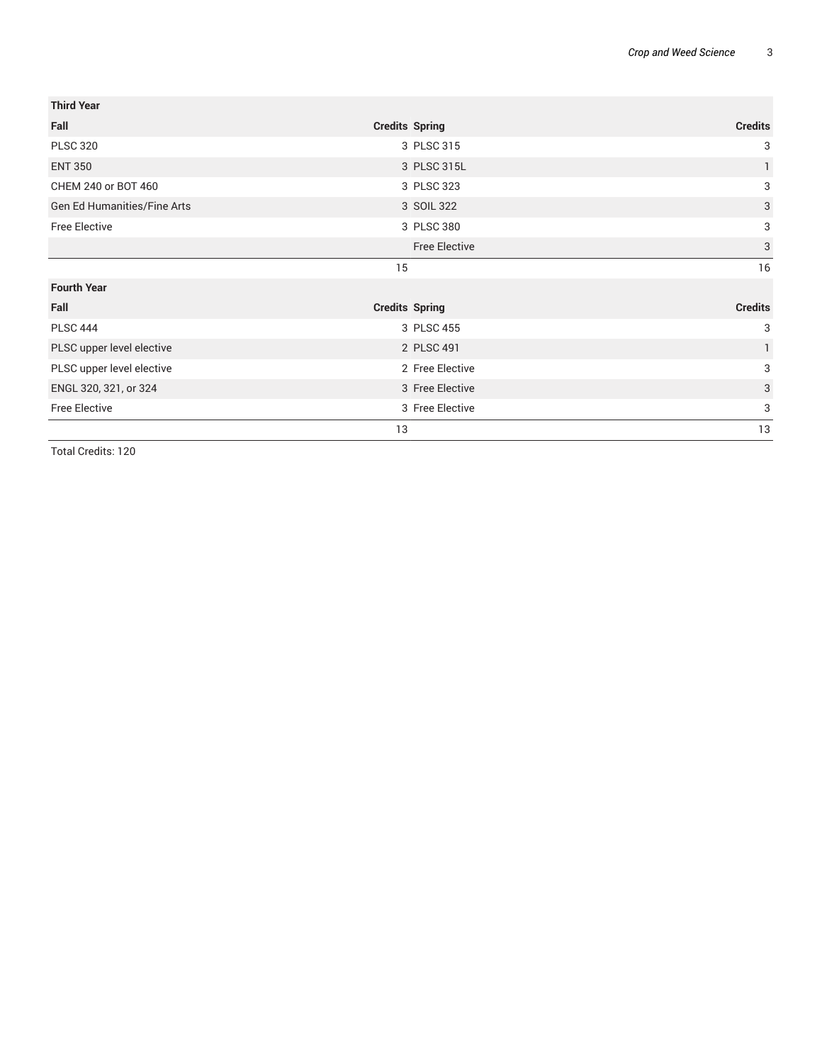| Third Year | | | |
| --- | --- | --- | --- |
| Fall | Credits | Spring | Credits |
| PLSC 320 | 3 | PLSC 315 | 3 |
| ENT 350 | 3 | PLSC 315L | 1 |
| CHEM 240 or BOT 460 | 3 | PLSC 323 | 3 |
| Gen Ed Humanities/Fine Arts | 3 | SOIL 322 | 3 |
| Free Elective | 3 | PLSC 380 | 3 |
| | | Free Elective | 3 |
| | 15 | | 16 |

| Fourth Year | | | |
| --- | --- | --- | --- |
| Fall | Credits | Spring | Credits |
| PLSC 444 | 3 | PLSC 455 | 3 |
| PLSC upper level elective | 2 | PLSC 491 | 1 |
| PLSC upper level elective | 2 | Free Elective | 3 |
| ENGL 320, 321, or 324 | 3 | Free Elective | 3 |
| Free Elective | 3 | Free Elective | 3 |
| | 13 | | 13 |

Total Credits: 120